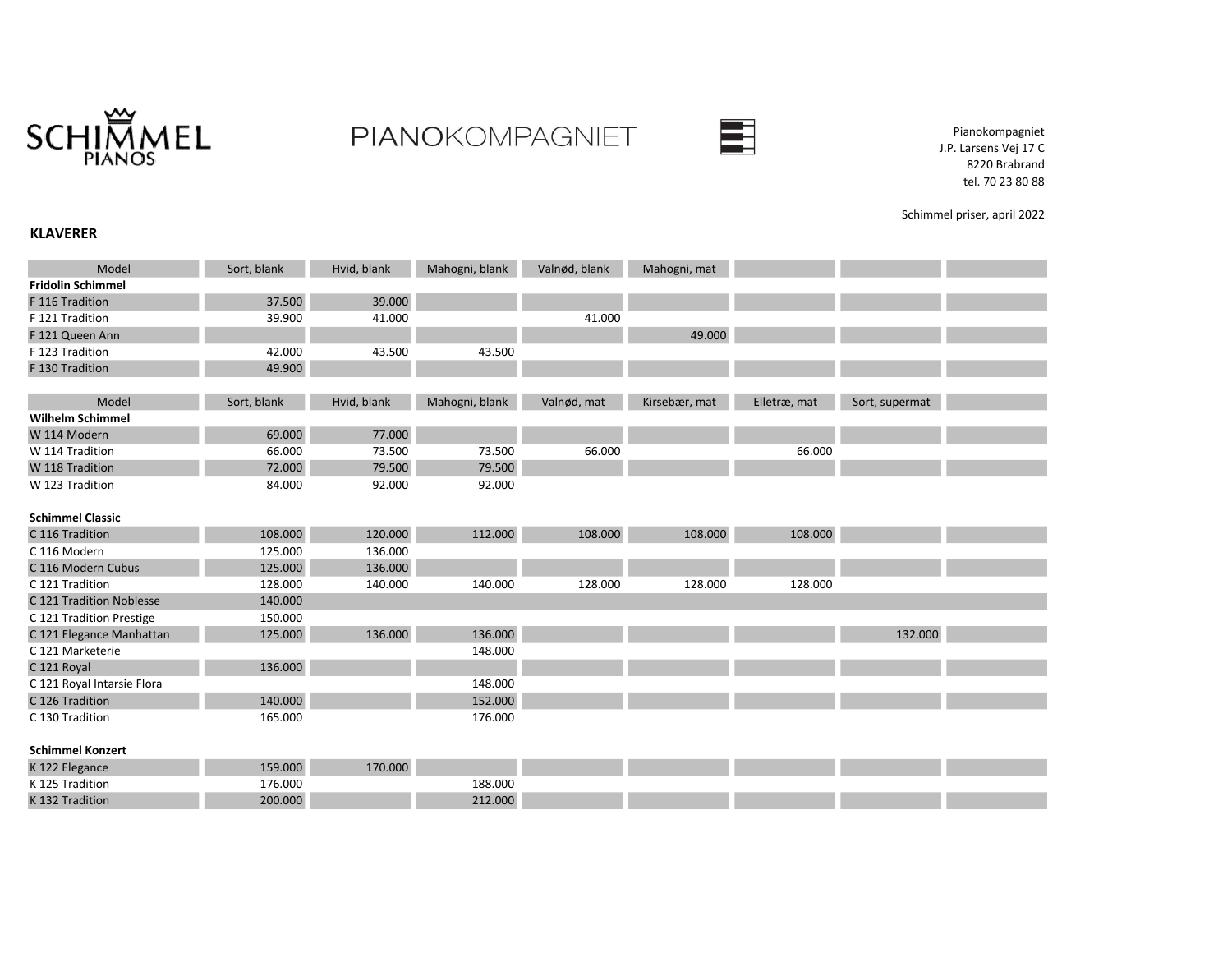Pianokompagniet
J.P. Larsens Vej 17 C
8220 Brabrand
tel. 70 23 80 88

Schimmel priser, april 2022

**KLAVERER**

| Model | Sort, blank | Hvid, blank | Mahogni, blank | Valnød, blank | Mahogni, mat | | | |
|---|---|---|---|---|---|---|---|---|
| **Fridolin Schimmel** | | | | | | | | |
| F 116 Tradition | 37.500 | 39.000 | | | | | | |
| F 121 Tradition | 39.900 | 41.000 | | 41.000 | | | | |
| F 121 Queen Ann | | | | | 49.000 | | | |
| F 123 Tradition | 42.000 | 43.500 | 43.500 | | | | | |
| F 130 Tradition | 49.900 | | | | | | | |

| Model | Sort, blank | Hvid, blank | Mahogni, blank | Valnød, mat | Kirsebær, mat | Elletræ, mat | Sort, supermat | |
|---|---|---|---|---|---|---|---|---|
| **Wilhelm Schimmel** | | | | | | | | |
| W 114 Modern | 69.000 | 77.000 | | | | | | |
| W 114 Tradition | 66.000 | 73.500 | 73.500 | 66.000 | | 66.000 | | |
| W 118 Tradition | 72.000 | 79.500 | 79.500 | | | | | |
| W 123 Tradition | 84.000 | 92.000 | 92.000 | | | | | |
| | | | | | | | | |
| **Schimmel Classic** | | | | | | | | |
| C 116 Tradition | 108.000 | 120.000 | 112.000 | 108.000 | 108.000 | 108.000 | | |
| C 116 Modern | 125.000 | 136.000 | | | | | | |
| C 116 Modern Cubus | 125.000 | 136.000 | | | | | | |
| C 121 Tradition | 128.000 | 140.000 | 140.000 | 128.000 | 128.000 | 128.000 | | |
| C 121 Tradition Noblesse | 140.000 | | | | | | | |
| C 121 Tradition Prestige | 150.000 | | | | | | | |
| C 121 Elegance Manhattan | 125.000 | 136.000 | 136.000 | | | | 132.000 | |
| C 121 Marketerie | | | 148.000 | | | | | |
| C 121 Royal | 136.000 | | | | | | | |
| C 121 Royal Intarsie Flora | | | 148.000 | | | | | |
| C 126 Tradition | 140.000 | | 152.000 | | | | | |
| C 130 Tradition | 165.000 | | 176.000 | | | | | |
| | | | | | | | | |
| **Schimmel Konzert** | | | | | | | | |
| K 122 Elegance | 159.000 | 170.000 | | | | | | |
| K 125 Tradition | 176.000 | | 188.000 | | | | | |
| K 132 Tradition | 200.000 | | 212.000 | | | | | |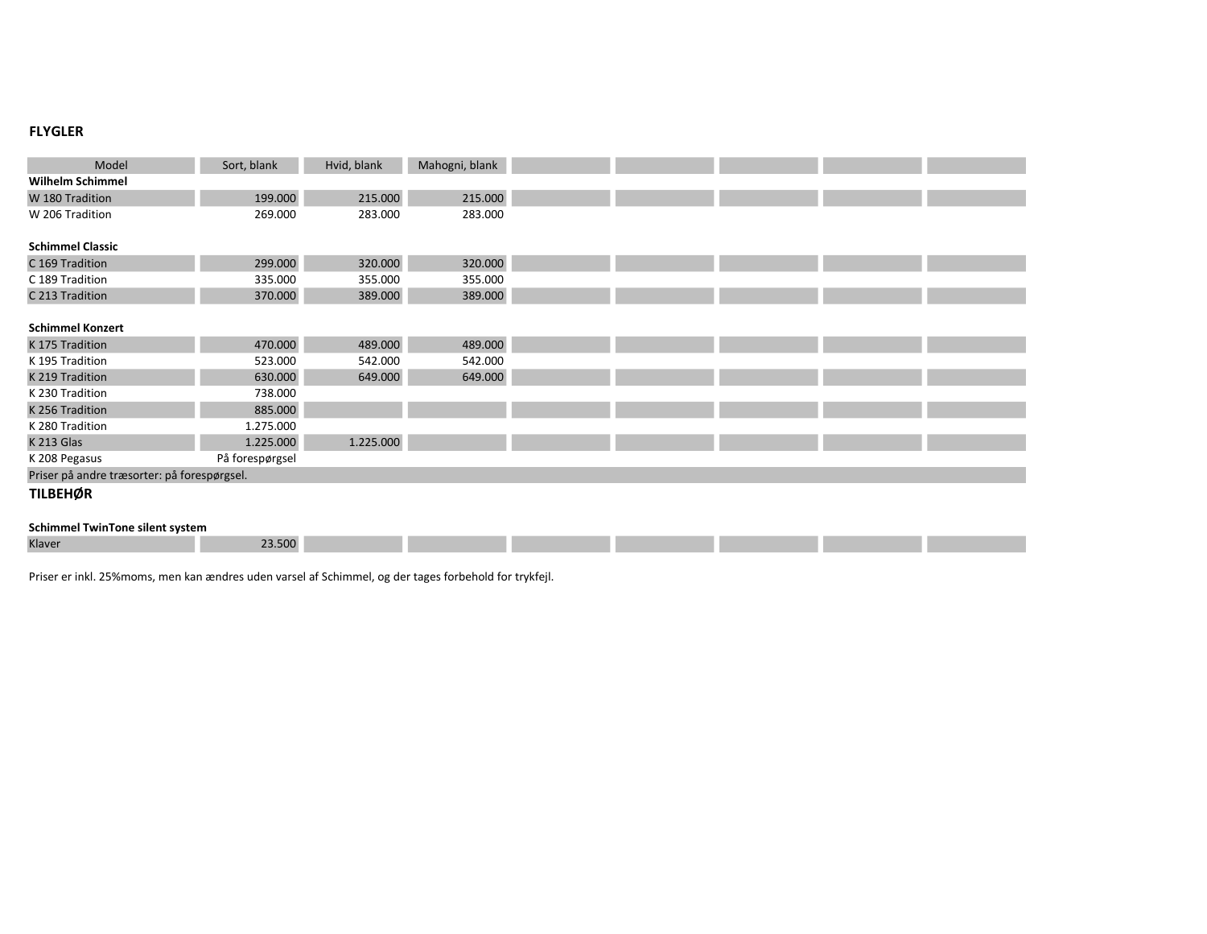## FLYGLER

| Model | Sort, blank | Hvid, blank | Mahogni, blank |
|---|---|---|---|
| **Wilhelm Schimmel** | | | |
| W 180 Tradition | 199.000 | 215.000 | 215.000 |
| W 206 Tradition | 269.000 | 283.000 | 283.000 |
| | | | |
| **Schimmel Classic** | | | |
| C 169 Tradition | 299.000 | 320.000 | 320.000 |
| C 189 Tradition | 335.000 | 355.000 | 355.000 |
| C 213 Tradition | 370.000 | 389.000 | 389.000 |
| | | | |
| **Schimmel Konzert** | | | |
| K 175 Tradition | 470.000 | 489.000 | 489.000 |
| K 195 Tradition | 523.000 | 542.000 | 542.000 |
| K 219 Tradition | 630.000 | 649.000 | 649.000 |
| K 230 Tradition | 738.000 | | |
| K 256 Tradition | 885.000 | | |
| K 280 Tradition | 1.275.000 | | |
| K 213 Glas | 1.225.000 | 1.225.000 | |
| K 208 Pegasus | På forespørgsel | | |
| Priser på andre træsorter: på forespørgsel. | | | |

## TILBEHØR

| | |
|---|---|
| **Schimmel TwinTone silent system** | |
| Klaver | 23.500 |

Priser er inkl. 25%moms, men kan ændres uden varsel af Schimmel, og der tages forbehold for trykfejl.